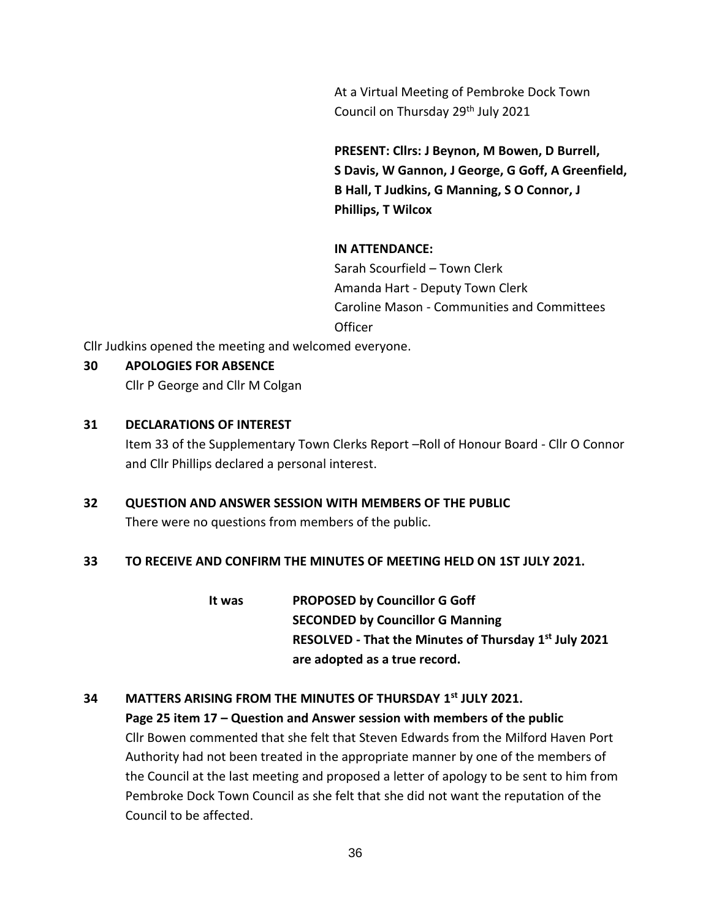At a Virtual Meeting of Pembroke Dock Town Council on Thursday 29th July 2021

**PRESENT: Cllrs: J Beynon, M Bowen, D Burrell, S Davis, W Gannon, J George, G Goff, A Greenfield, B Hall, T Judkins, G Manning, S O Connor, J Phillips, T Wilcox**

**IN ATTENDANCE:**
Sarah Scourfield – Town Clerk
Amanda Hart - Deputy Town Clerk
Caroline Mason - Communities and Committees Officer

Cllr Judkins opened the meeting and welcomed everyone.

## 30 APOLOGIES FOR ABSENCE

Cllr P George and Cllr M Colgan

## 31 DECLARATIONS OF INTEREST

Item 33 of the Supplementary Town Clerks Report –Roll of Honour Board - Cllr O Connor and Cllr Phillips declared a personal interest.

## 32 QUESTION AND ANSWER SESSION WITH MEMBERS OF THE PUBLIC

There were no questions from members of the public.

## 33 TO RECEIVE AND CONFIRM THE MINUTES OF MEETING HELD ON 1ST JULY 2021.

**It was PROPOSED by Councillor G Goff**
**SECONDED by Councillor G Manning**
**RESOLVED - That the Minutes of Thursday 1st July 2021 are adopted as a true record.**

## 34 MATTERS ARISING FROM THE MINUTES OF THURSDAY 1st JULY 2021.

**Page 25 item 17 – Question and Answer session with members of the public**

Cllr Bowen commented that she felt that Steven Edwards from the Milford Haven Port Authority had not been treated in the appropriate manner by one of the members of the Council at the last meeting and proposed a letter of apology to be sent to him from Pembroke Dock Town Council as she felt that she did not want the reputation of the Council to be affected.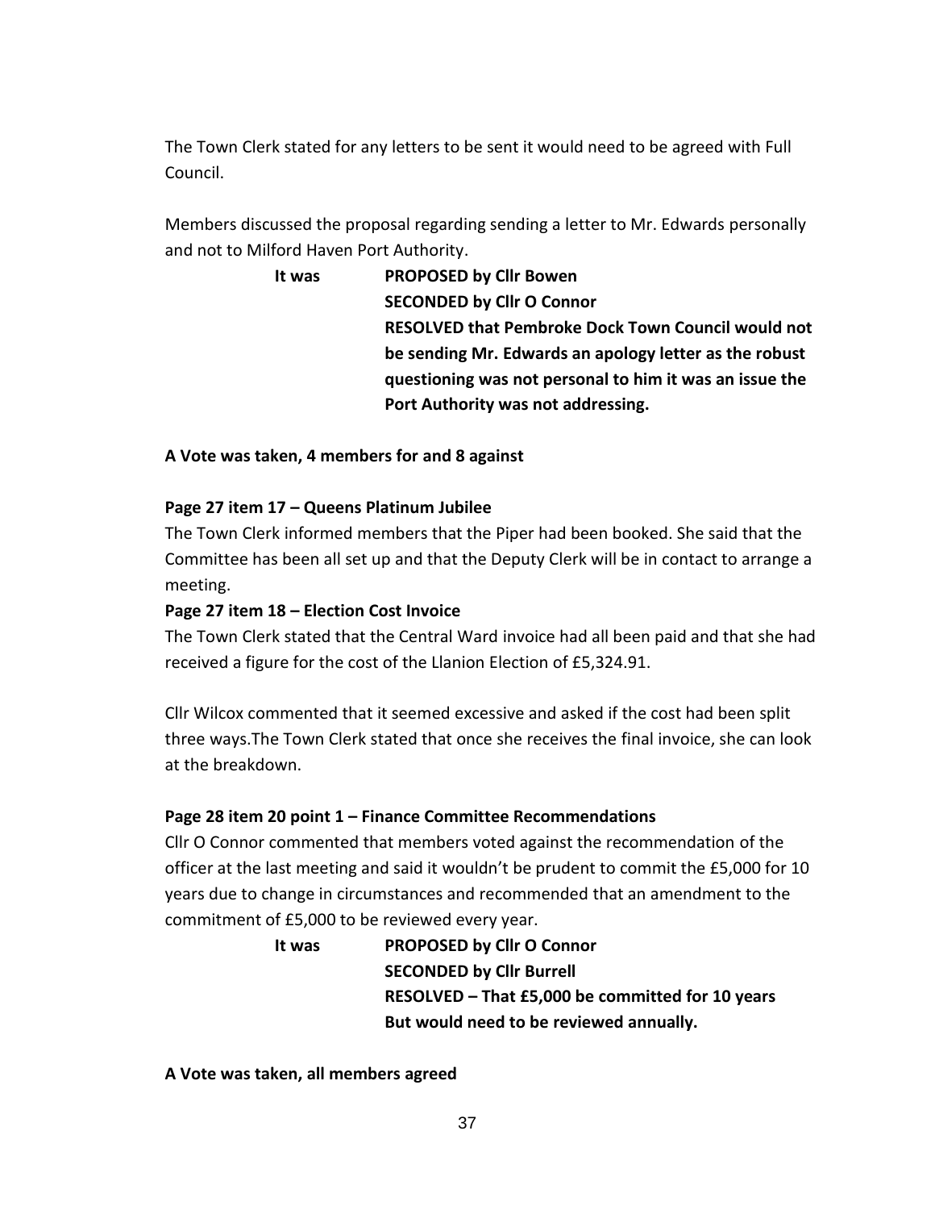The Town Clerk stated for any letters to be sent it would need to be agreed with Full Council.

Members discussed the proposal regarding sending a letter to Mr. Edwards personally and not to Milford Haven Port Authority.

**It was** **PROPOSED by Cllr Bowen**
**SECONDED by Cllr O Connor**
**RESOLVED that Pembroke Dock Town Council would not be sending Mr. Edwards an apology letter as the robust questioning was not personal to him it was an issue the Port Authority was not addressing.**

**A Vote was taken, 4 members for and 8 against**

**Page 27 item 17 – Queens Platinum Jubilee**

The Town Clerk informed members that the Piper had been booked. She said that the Committee has been all set up and that the Deputy Clerk will be in contact to arrange a meeting.

**Page 27 item 18 – Election Cost Invoice**

The Town Clerk stated that the Central Ward invoice had all been paid and that she had received a figure for the cost of the Llanion Election of £5,324.91.

Cllr Wilcox commented that it seemed excessive and asked if the cost had been split three ways.The Town Clerk stated that once she receives the final invoice, she can look at the breakdown.

**Page 28 item 20 point 1 – Finance Committee Recommendations**

Cllr O Connor commented that members voted against the recommendation of the officer at the last meeting and said it wouldn't be prudent to commit the £5,000 for 10 years due to change in circumstances and recommended that an amendment to the commitment of £5,000 to be reviewed every year.

**It was** **PROPOSED by Cllr O Connor**
**SECONDED by Cllr Burrell**
**RESOLVED – That £5,000 be committed for 10 years But would need to be reviewed annually.**

**A Vote was taken, all members agreed**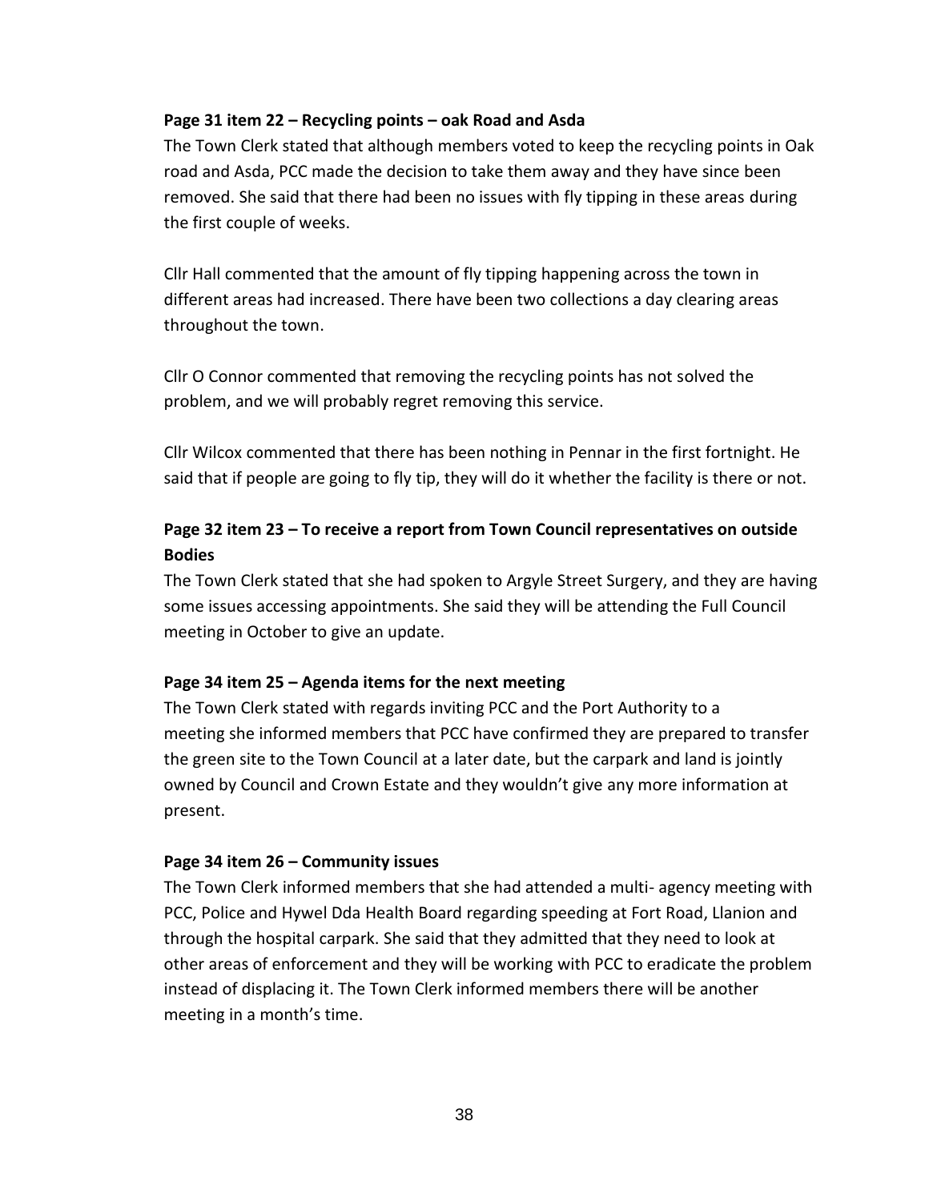**Page 31 item 22 – Recycling points – oak Road and Asda**

The Town Clerk stated that although members voted to keep the recycling points in Oak road and Asda, PCC made the decision to take them away and they have since been removed. She said that there had been no issues with fly tipping in these areas during the first couple of weeks.

Cllr Hall commented that the amount of fly tipping happening across the town in different areas had increased. There have been two collections a day clearing areas throughout the town.

Cllr O Connor commented that removing the recycling points has not solved the problem, and we will probably regret removing this service.

Cllr Wilcox commented that there has been nothing in Pennar in the first fortnight. He said that if people are going to fly tip, they will do it whether the facility is there or not.

**Page 32 item 23 – To receive a report from Town Council representatives on outside Bodies**

The Town Clerk stated that she had spoken to Argyle Street Surgery, and they are having some issues accessing appointments. She said they will be attending the Full Council meeting in October to give an update.

**Page 34 item 25 – Agenda items for the next meeting**

The Town Clerk stated with regards inviting PCC and the Port Authority to a meeting she informed members that PCC have confirmed they are prepared to transfer the green site to the Town Council at a later date, but the carpark and land is jointly owned by Council and Crown Estate and they wouldn't give any more information at present.

**Page 34 item 26 – Community issues**

The Town Clerk informed members that she had attended a multi- agency meeting with PCC, Police and Hywel Dda Health Board regarding speeding at Fort Road, Llanion and through the hospital carpark. She said that they admitted that they need to look at other areas of enforcement and they will be working with PCC to eradicate the problem instead of displacing it. The Town Clerk informed members there will be another meeting in a month's time.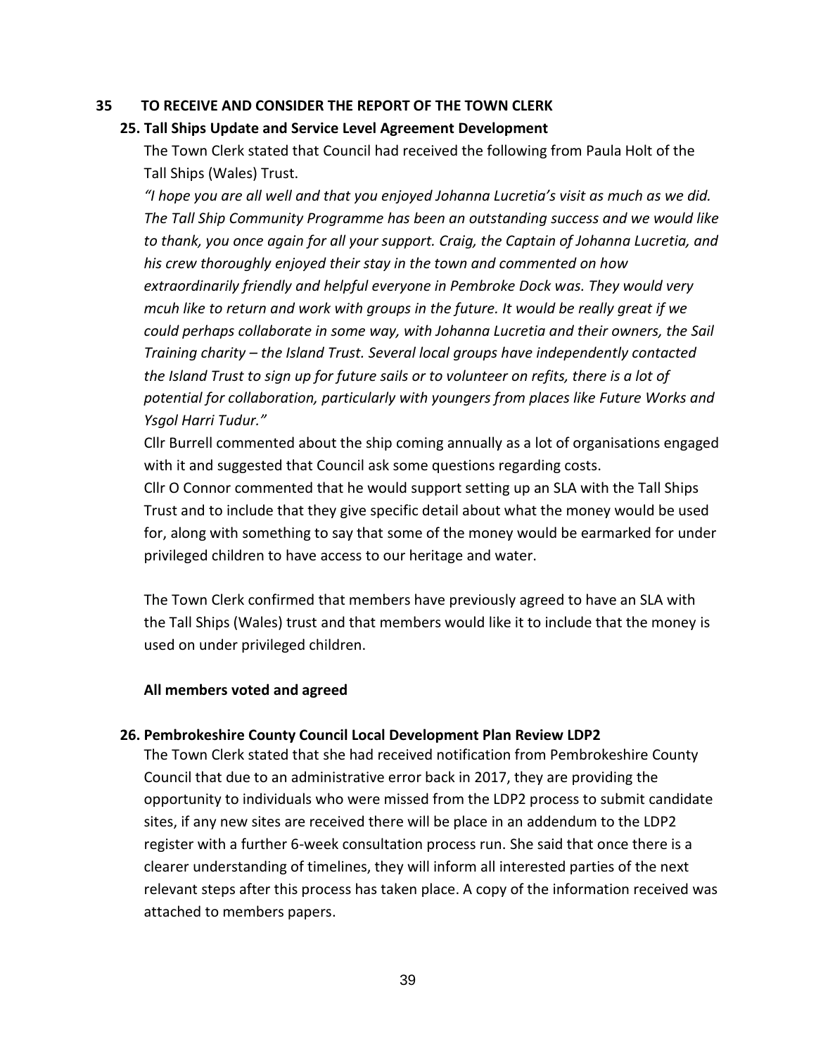## 35 TO RECEIVE AND CONSIDER THE REPORT OF THE TOWN CLERK

### 25. Tall Ships Update and Service Level Agreement Development

The Town Clerk stated that Council had received the following from Paula Holt of the Tall Ships (Wales) Trust.

*"I hope you are all well and that you enjoyed Johanna Lucretia's visit as much as we did. The Tall Ship Community Programme has been an outstanding success and we would like to thank, you once again for all your support. Craig, the Captain of Johanna Lucretia, and his crew thoroughly enjoyed their stay in the town and commented on how extraordinarily friendly and helpful everyone in Pembroke Dock was. They would very mcuh like to return and work with groups in the future. It would be really great if we could perhaps collaborate in some way, with Johanna Lucretia and their owners, the Sail Training charity – the Island Trust. Several local groups have independently contacted the Island Trust to sign up for future sails or to volunteer on refits, there is a lot of potential for collaboration, particularly with youngers from places like Future Works and Ysgol Harri Tudur."*

Cllr Burrell commented about the ship coming annually as a lot of organisations engaged with it and suggested that Council ask some questions regarding costs.

Cllr O Connor commented that he would support setting up an SLA with the Tall Ships Trust and to include that they give specific detail about what the money would be used for, along with something to say that some of the money would be earmarked for under privileged children to have access to our heritage and water.

The Town Clerk confirmed that members have previously agreed to have an SLA with the Tall Ships (Wales) trust and that members would like it to include that the money is used on under privileged children.

**All members voted and agreed**

### 26. Pembrokeshire County Council Local Development Plan Review LDP2

The Town Clerk stated that she had received notification from Pembrokeshire County Council that due to an administrative error back in 2017, they are providing the opportunity to individuals who were missed from the LDP2 process to submit candidate sites, if any new sites are received there will be place in an addendum to the LDP2 register with a further 6-week consultation process run. She said that once there is a clearer understanding of timelines, they will inform all interested parties of the next relevant steps after this process has taken place. A copy of the information received was attached to members papers.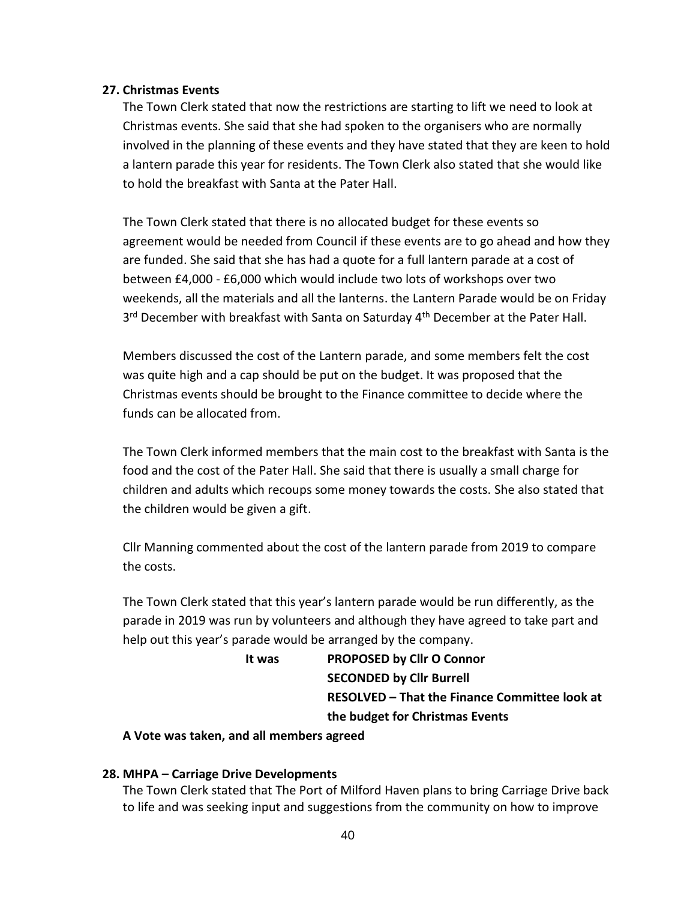**27. Christmas Events**

The Town Clerk stated that now the restrictions are starting to lift we need to look at Christmas events. She said that she had spoken to the organisers who are normally involved in the planning of these events and they have stated that they are keen to hold a lantern parade this year for residents. The Town Clerk also stated that she would like to hold the breakfast with Santa at the Pater Hall.

The Town Clerk stated that there is no allocated budget for these events so agreement would be needed from Council if these events are to go ahead and how they are funded. She said that she has had a quote for a full lantern parade at a cost of between £4,000 - £6,000 which would include two lots of workshops over two weekends, all the materials and all the lanterns. the Lantern Parade would be on Friday 3rd December with breakfast with Santa on Saturday 4th December at the Pater Hall.

Members discussed the cost of the Lantern parade, and some members felt the cost was quite high and a cap should be put on the budget. It was proposed that the Christmas events should be brought to the Finance committee to decide where the funds can be allocated from.

The Town Clerk informed members that the main cost to the breakfast with Santa is the food and the cost of the Pater Hall. She said that there is usually a small charge for children and adults which recoups some money towards the costs. She also stated that the children would be given a gift.

Cllr Manning commented about the cost of the lantern parade from 2019 to compare the costs.

The Town Clerk stated that this year's lantern parade would be run differently, as the parade in 2019 was run by volunteers and although they have agreed to take part and help out this year's parade would be arranged by the company.

**It was** **PROPOSED by Cllr O Connor**
**SECONDED by Cllr Burrell**
**RESOLVED – That the Finance Committee look at the budget for Christmas Events**

**A Vote was taken, and all members agreed**

**28. MHPA – Carriage Drive Developments**

The Town Clerk stated that The Port of Milford Haven plans to bring Carriage Drive back to life and was seeking input and suggestions from the community on how to improve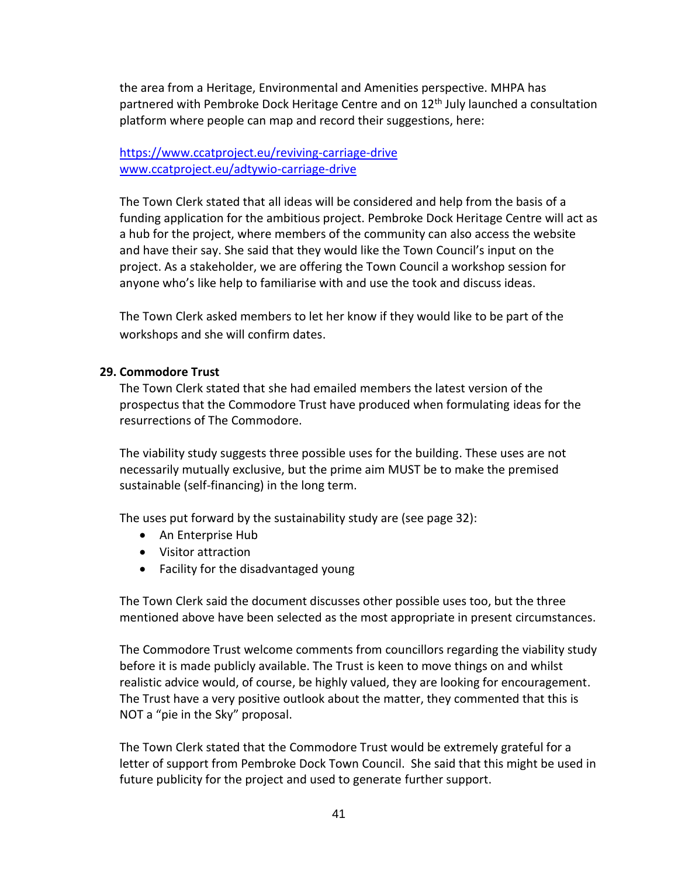the area from a Heritage, Environmental and Amenities perspective. MHPA has partnered with Pembroke Dock Heritage Centre and on 12th July launched a consultation platform where people can map and record their suggestions, here:

[https://www.ccatproject.eu/reviving-carriage-drive](https://www.ccatproject.eu/reviving-carriage-drive)
[www.ccatproject.eu/adtywio-carriage-drive](www.ccatproject.eu/adtywio-carriage-drive)

The Town Clerk stated that all ideas will be considered and help from the basis of a funding application for the ambitious project. Pembroke Dock Heritage Centre will act as a hub for the project, where members of the community can also access the website and have their say. She said that they would like the Town Council's input on the project. As a stakeholder, we are offering the Town Council a workshop session for anyone who's like help to familiarise with and use the took and discuss ideas.

The Town Clerk asked members to let her know if they would like to be part of the workshops and she will confirm dates.

**29. Commodore Trust**

The Town Clerk stated that she had emailed members the latest version of the prospectus that the Commodore Trust have produced when formulating ideas for the resurrections of The Commodore.

The viability study suggests three possible uses for the building. These uses are not necessarily mutually exclusive, but the prime aim MUST be to make the premised sustainable (self-financing) in the long term.

The uses put forward by the sustainability study are (see page 32):

- An Enterprise Hub
- Visitor attraction
- Facility for the disadvantaged young

The Town Clerk said the document discusses other possible uses too, but the three mentioned above have been selected as the most appropriate in present circumstances.

The Commodore Trust welcome comments from councillors regarding the viability study before it is made publicly available. The Trust is keen to move things on and whilst realistic advice would, of course, be highly valued, they are looking for encouragement. The Trust have a very positive outlook about the matter, they commented that this is NOT a "pie in the Sky" proposal.

The Town Clerk stated that the Commodore Trust would be extremely grateful for a letter of support from Pembroke Dock Town Council. She said that this might be used in future publicity for the project and used to generate further support.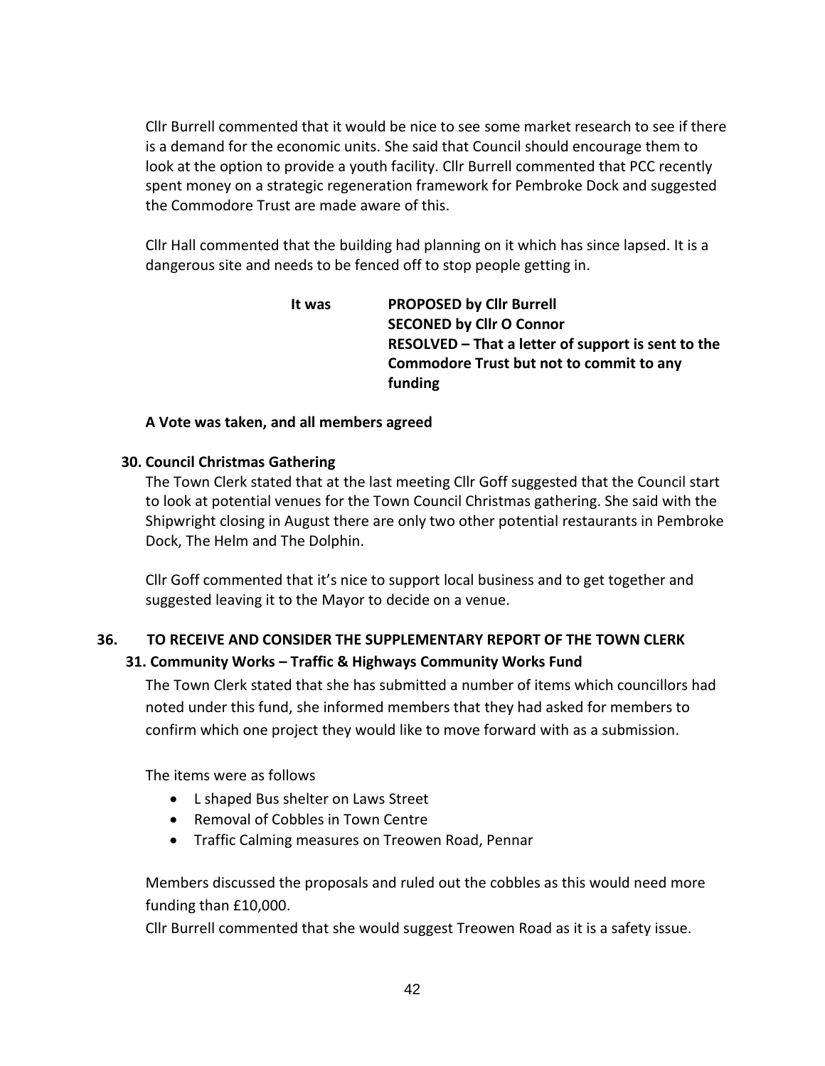Cllr Burrell commented that it would be nice to see some market research to see if there is a demand for the economic units. She said that Council should encourage them to look at the option to provide a youth facility. Cllr Burrell commented that PCC recently spent money on a strategic regeneration framework for Pembroke Dock and suggested the Commodore Trust are made aware of this.

Cllr Hall commented that the building had planning on it which has since lapsed. It is a dangerous site and needs to be fenced off to stop people getting in.

**It was** **PROPOSED by Cllr Burrell**
**SECONED by Cllr O Connor**
**RESOLVED – That a letter of support is sent to the Commodore Trust but not to commit to any funding**

**A Vote was taken, and all members agreed**

**30. Council Christmas Gathering**

The Town Clerk stated that at the last meeting Cllr Goff suggested that the Council start to look at potential venues for the Town Council Christmas gathering. She said with the Shipwright closing in August there are only two other potential restaurants in Pembroke Dock, The Helm and The Dolphin.

Cllr Goff commented that it's nice to support local business and to get together and suggested leaving it to the Mayor to decide on a venue.

## 36. TO RECEIVE AND CONSIDER THE SUPPLEMENTARY REPORT OF THE TOWN CLERK

**31. Community Works – Traffic & Highways Community Works Fund**

The Town Clerk stated that she has submitted a number of items which councillors had noted under this fund, she informed members that they had asked for members to confirm which one project they would like to move forward with as a submission.

The items were as follows

- L shaped Bus shelter on Laws Street
- Removal of Cobbles in Town Centre
- Traffic Calming measures on Treowen Road, Pennar

Members discussed the proposals and ruled out the cobbles as this would need more funding than £10,000.

Cllr Burrell commented that she would suggest Treowen Road as it is a safety issue.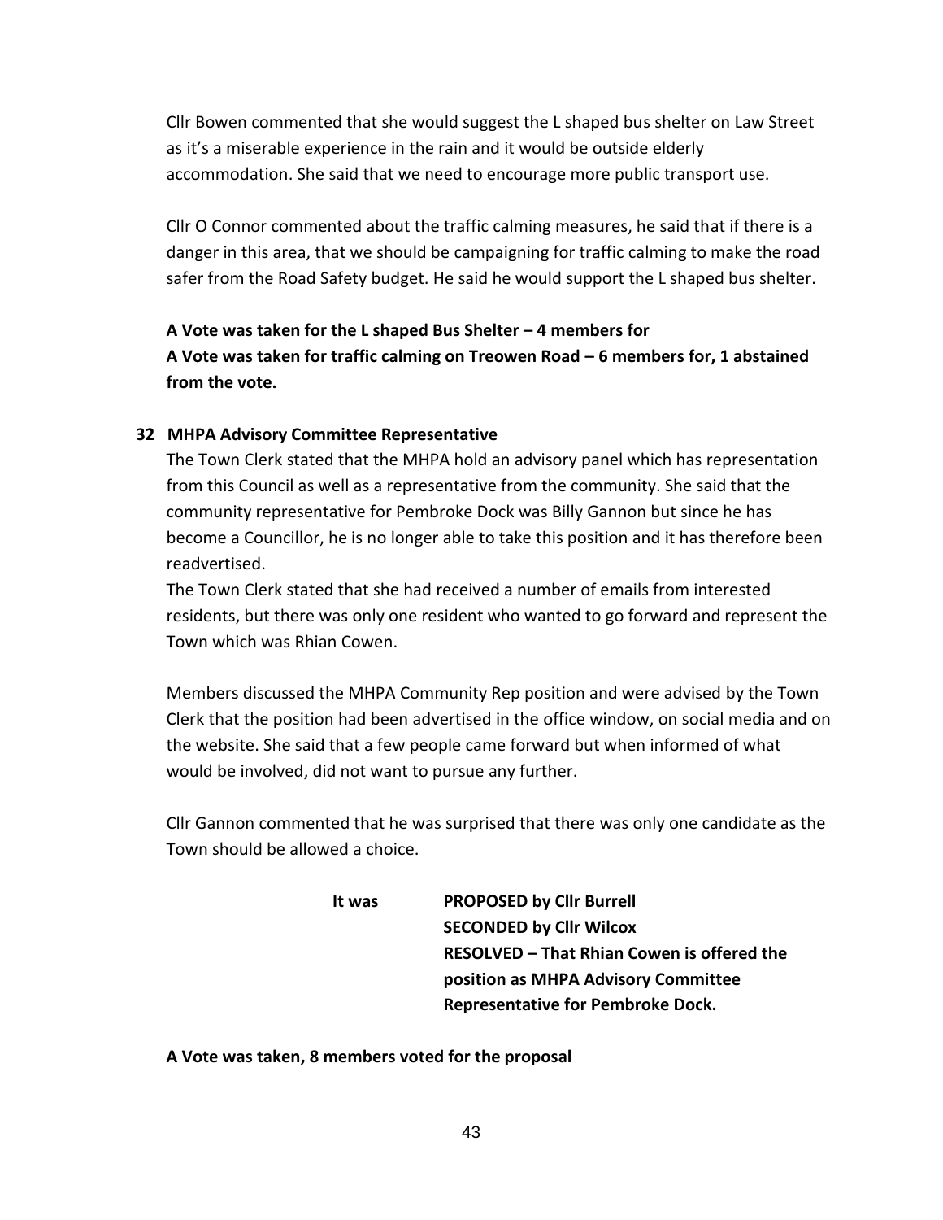Cllr Bowen commented that she would suggest the L shaped bus shelter on Law Street as it's a miserable experience in the rain and it would be outside elderly accommodation. She said that we need to encourage more public transport use.

Cllr O Connor commented about the traffic calming measures, he said that if there is a danger in this area, that we should be campaigning for traffic calming to make the road safer from the Road Safety budget. He said he would support the L shaped bus shelter.

**A Vote was taken for the L shaped Bus Shelter – 4 members for**
**A Vote was taken for traffic calming on Treowen Road – 6 members for, 1 abstained from the vote.**

### 32 MHPA Advisory Committee Representative

The Town Clerk stated that the MHPA hold an advisory panel which has representation from this Council as well as a representative from the community. She said that the community representative for Pembroke Dock was Billy Gannon but since he has become a Councillor, he is no longer able to take this position and it has therefore been readvertised.

The Town Clerk stated that she had received a number of emails from interested residents, but there was only one resident who wanted to go forward and represent the Town which was Rhian Cowen.

Members discussed the MHPA Community Rep position and were advised by the Town Clerk that the position had been advertised in the office window, on social media and on the website. She said that a few people came forward but when informed of what would be involved, did not want to pursue any further.

Cllr Gannon commented that he was surprised that there was only one candidate as the Town should be allowed a choice.

**It was** **PROPOSED by Cllr Burrell**
**SECONDED by Cllr Wilcox**
**RESOLVED – That Rhian Cowen is offered the position as MHPA Advisory Committee Representative for Pembroke Dock.**

**A Vote was taken, 8 members voted for the proposal**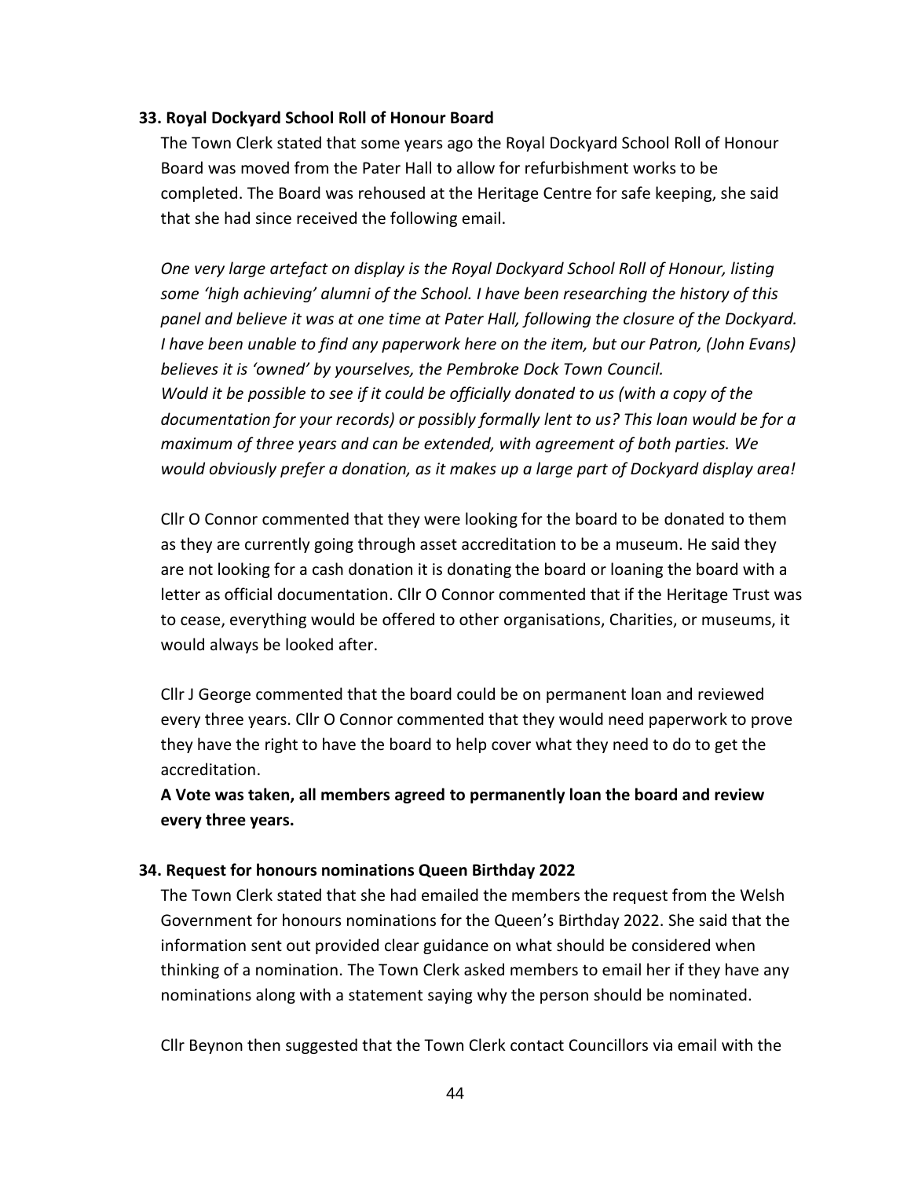**33. Royal Dockyard School Roll of Honour Board**

The Town Clerk stated that some years ago the Royal Dockyard School Roll of Honour Board was moved from the Pater Hall to allow for refurbishment works to be completed. The Board was rehoused at the Heritage Centre for safe keeping, she said that she had since received the following email.

*One very large artefact on display is the Royal Dockyard School Roll of Honour, listing some 'high achieving' alumni of the School. I have been researching the history of this panel and believe it was at one time at Pater Hall, following the closure of the Dockyard. I have been unable to find any paperwork here on the item, but our Patron, (John Evans) believes it is 'owned' by yourselves, the Pembroke Dock Town Council.*
*Would it be possible to see if it could be officially donated to us (with a copy of the documentation for your records) or possibly formally lent to us? This loan would be for a maximum of three years and can be extended, with agreement of both parties. We would obviously prefer a donation, as it makes up a large part of Dockyard display area!*

Cllr O Connor commented that they were looking for the board to be donated to them as they are currently going through asset accreditation to be a museum. He said they are not looking for a cash donation it is donating the board or loaning the board with a letter as official documentation. Cllr O Connor commented that if the Heritage Trust was to cease, everything would be offered to other organisations, Charities, or museums, it would always be looked after.

Cllr J George commented that the board could be on permanent loan and reviewed every three years. Cllr O Connor commented that they would need paperwork to prove they have the right to have the board to help cover what they need to do to get the accreditation.

**A Vote was taken, all members agreed to permanently loan the board and review every three years.**

**34. Request for honours nominations Queen Birthday 2022**

The Town Clerk stated that she had emailed the members the request from the Welsh Government for honours nominations for the Queen's Birthday 2022. She said that the information sent out provided clear guidance on what should be considered when thinking of a nomination. The Town Clerk asked members to email her if they have any nominations along with a statement saying why the person should be nominated.

Cllr Beynon then suggested that the Town Clerk contact Councillors via email with the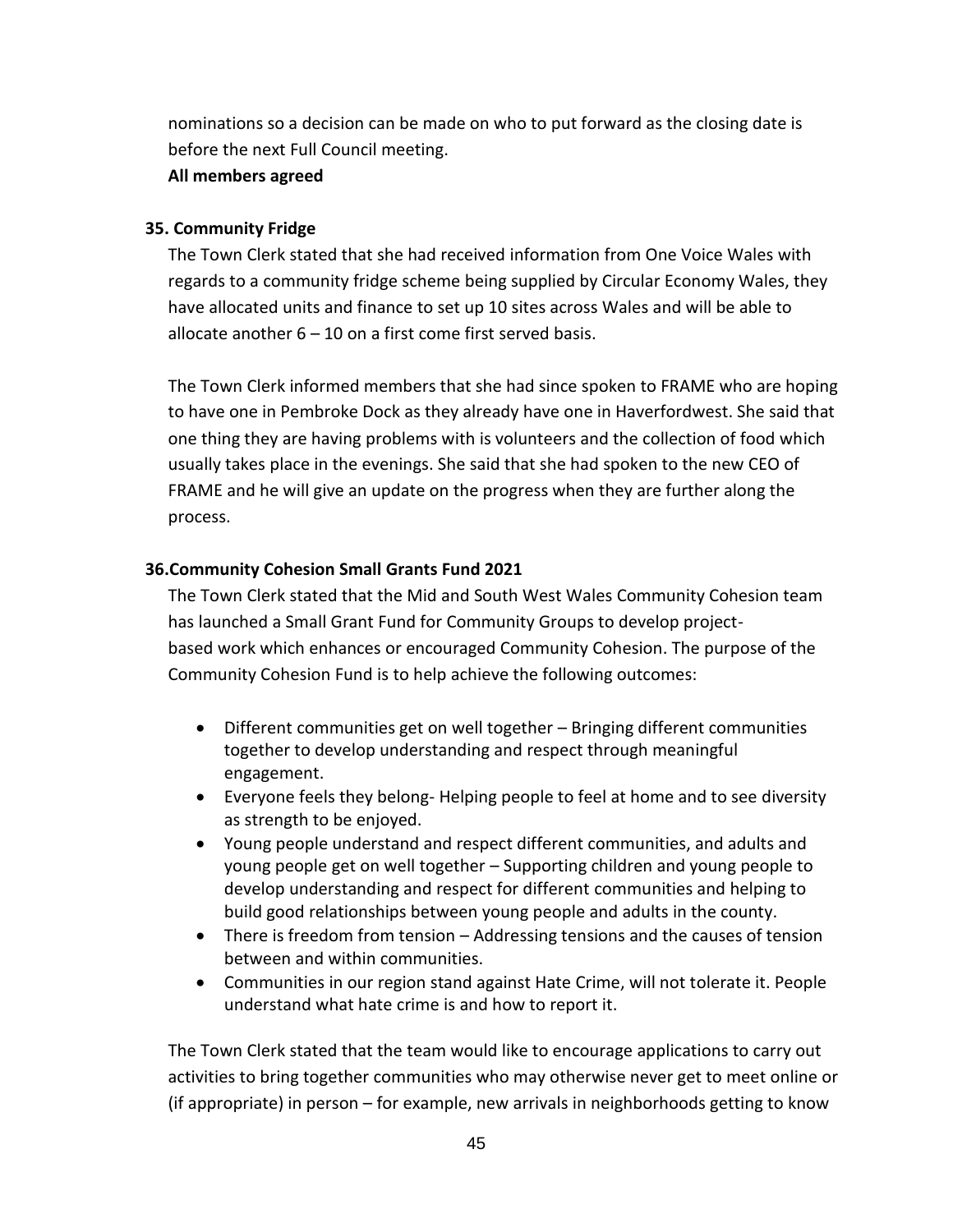nominations so a decision can be made on who to put forward as the closing date is before the next Full Council meeting.

**All members agreed**

**35. Community Fridge**

The Town Clerk stated that she had received information from One Voice Wales with regards to a community fridge scheme being supplied by Circular Economy Wales, they have allocated units and finance to set up 10 sites across Wales and will be able to allocate another 6 – 10 on a first come first served basis.

The Town Clerk informed members that she had since spoken to FRAME who are hoping to have one in Pembroke Dock as they already have one in Haverfordwest. She said that one thing they are having problems with is volunteers and the collection of food which usually takes place in the evenings. She said that she had spoken to the new CEO of FRAME and he will give an update on the progress when they are further along the process.

**36.Community Cohesion Small Grants Fund 2021**

The Town Clerk stated that the Mid and South West Wales Community Cohesion team has launched a Small Grant Fund for Community Groups to develop project-based work which enhances or encouraged Community Cohesion. The purpose of the Community Cohesion Fund is to help achieve the following outcomes:

- Different communities get on well together – Bringing different communities together to develop understanding and respect through meaningful engagement.
- Everyone feels they belong- Helping people to feel at home and to see diversity as strength to be enjoyed.
- Young people understand and respect different communities, and adults and young people get on well together – Supporting children and young people to develop understanding and respect for different communities and helping to build good relationships between young people and adults in the county.
- There is freedom from tension – Addressing tensions and the causes of tension between and within communities.
- Communities in our region stand against Hate Crime, will not tolerate it. People understand what hate crime is and how to report it.

The Town Clerk stated that the team would like to encourage applications to carry out activities to bring together communities who may otherwise never get to meet online or (if appropriate) in person – for example, new arrivals in neighborhoods getting to know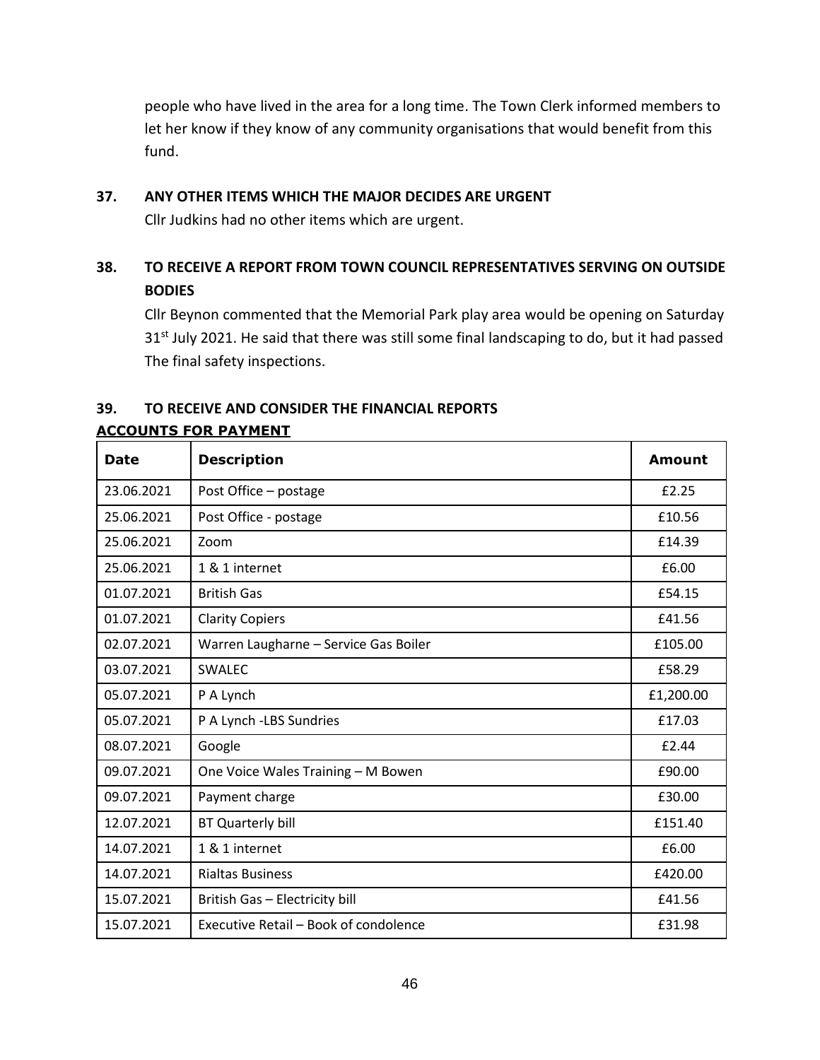people who have lived in the area for a long time. The Town Clerk informed members to let her know if they know of any community organisations that would benefit from this fund.

**37. ANY OTHER ITEMS WHICH THE MAJOR DECIDES ARE URGENT**

Cllr Judkins had no other items which are urgent.

**38. TO RECEIVE A REPORT FROM TOWN COUNCIL REPRESENTATIVES SERVING ON OUTSIDE BODIES**

Cllr Beynon commented that the Memorial Park play area would be opening on Saturday 31st July 2021. He said that there was still some final landscaping to do, but it had passed The final safety inspections.

**39. TO RECEIVE AND CONSIDER THE FINANCIAL REPORTS**

**ACCOUNTS FOR PAYMENT**

| Date | Description | Amount |
|---|---|---|
| 23.06.2021 | Post Office – postage | £2.25 |
| 25.06.2021 | Post Office - postage | £10.56 |
| 25.06.2021 | Zoom | £14.39 |
| 25.06.2021 | 1 & 1 internet | £6.00 |
| 01.07.2021 | British Gas | £54.15 |
| 01.07.2021 | Clarity Copiers | £41.56 |
| 02.07.2021 | Warren Laugharne – Service Gas Boiler | £105.00 |
| 03.07.2021 | SWALEC | £58.29 |
| 05.07.2021 | P A Lynch | £1,200.00 |
| 05.07.2021 | P A Lynch -LBS Sundries | £17.03 |
| 08.07.2021 | Google | £2.44 |
| 09.07.2021 | One Voice Wales Training – M Bowen | £90.00 |
| 09.07.2021 | Payment charge | £30.00 |
| 12.07.2021 | BT Quarterly bill | £151.40 |
| 14.07.2021 | 1 & 1 internet | £6.00 |
| 14.07.2021 | Rialtas Business | £420.00 |
| 15.07.2021 | British Gas – Electricity bill | £41.56 |
| 15.07.2021 | Executive Retail – Book of condolence | £31.98 |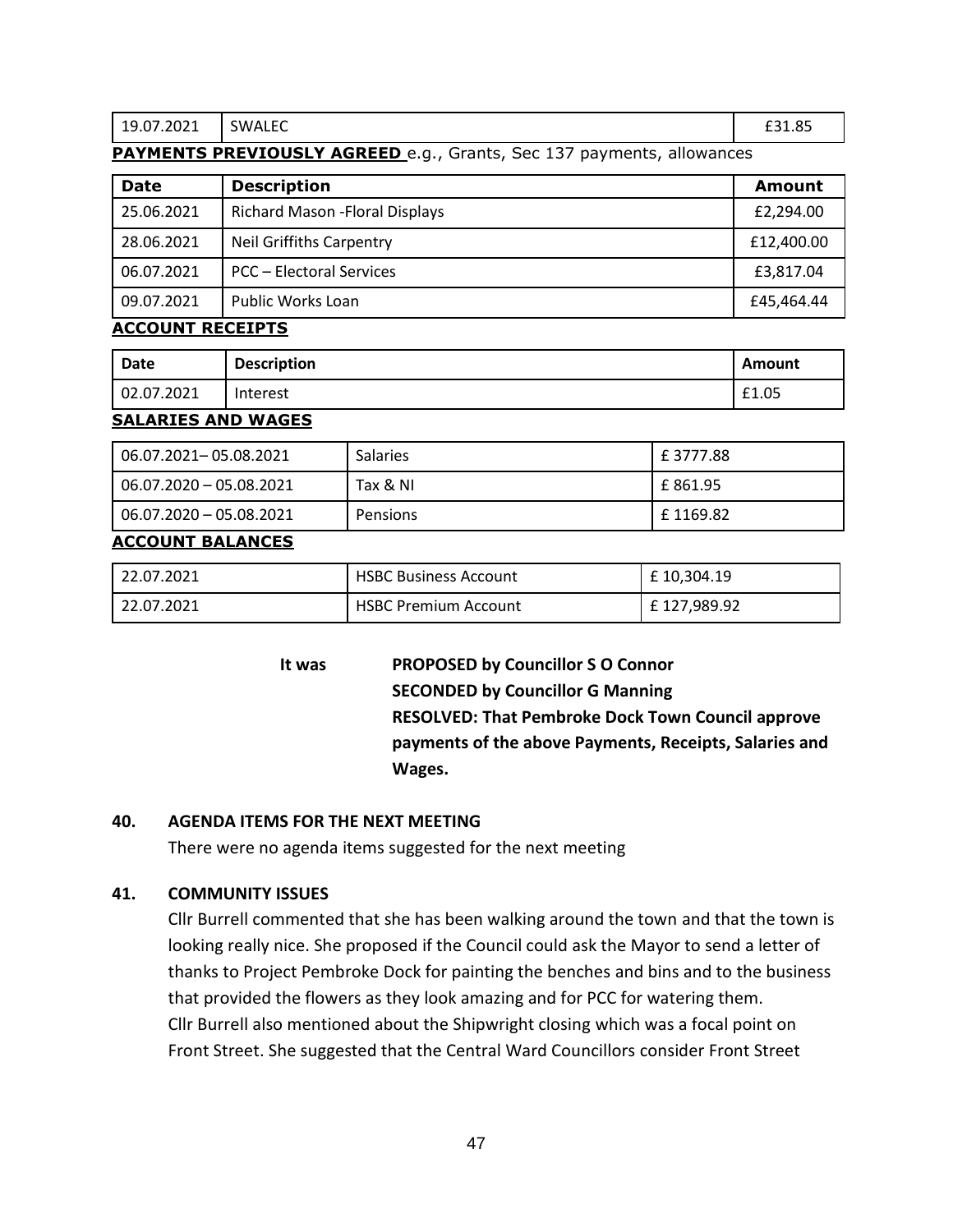| 19.07.2021 | SWALEC | £31.85 |
|---|---|---|

**PAYMENTS PREVIOUSLY AGREED** e.g., Grants, Sec 137 payments, allowances

| Date | Description | Amount |
|---|---|---|
| 25.06.2021 | Richard Mason -Floral Displays | £2,294.00 |
| 28.06.2021 | Neil Griffiths Carpentry | £12,400.00 |
| 06.07.2021 | PCC – Electoral Services | £3,817.04 |
| 09.07.2021 | Public Works Loan | £45,464.44 |

**ACCOUNT RECEIPTS**

| Date | Description | Amount |
|---|---|---|
| 02.07.2021 | Interest | £1.05 |

**SALARIES AND WAGES**

| | | |
|---|---|---|
| 06.07.2021– 05.08.2021 | Salaries | £ 3777.88 |
| 06.07.2020 – 05.08.2021 | Tax & NI | £ 861.95 |
| 06.07.2020 – 05.08.2021 | Pensions | £ 1169.82 |

**ACCOUNT BALANCES**

| | | |
|---|---|---|
| 22.07.2021 | HSBC Business Account | £ 10,304.19 |
| 22.07.2021 | HSBC Premium Account | £ 127,989.92 |

**It was PROPOSED by Councillor S O Connor**
**SECONDED by Councillor G Manning**
**RESOLVED: That Pembroke Dock Town Council approve payments of the above Payments, Receipts, Salaries and Wages.**

### 40. AGENDA ITEMS FOR THE NEXT MEETING

There were no agenda items suggested for the next meeting

### 41. COMMUNITY ISSUES

Cllr Burrell commented that she has been walking around the town and that the town is looking really nice. She proposed if the Council could ask the Mayor to send a letter of thanks to Project Pembroke Dock for painting the benches and bins and to the business that provided the flowers as they look amazing and for PCC for watering them.
Cllr Burrell also mentioned about the Shipwright closing which was a focal point on Front Street. She suggested that the Central Ward Councillors consider Front Street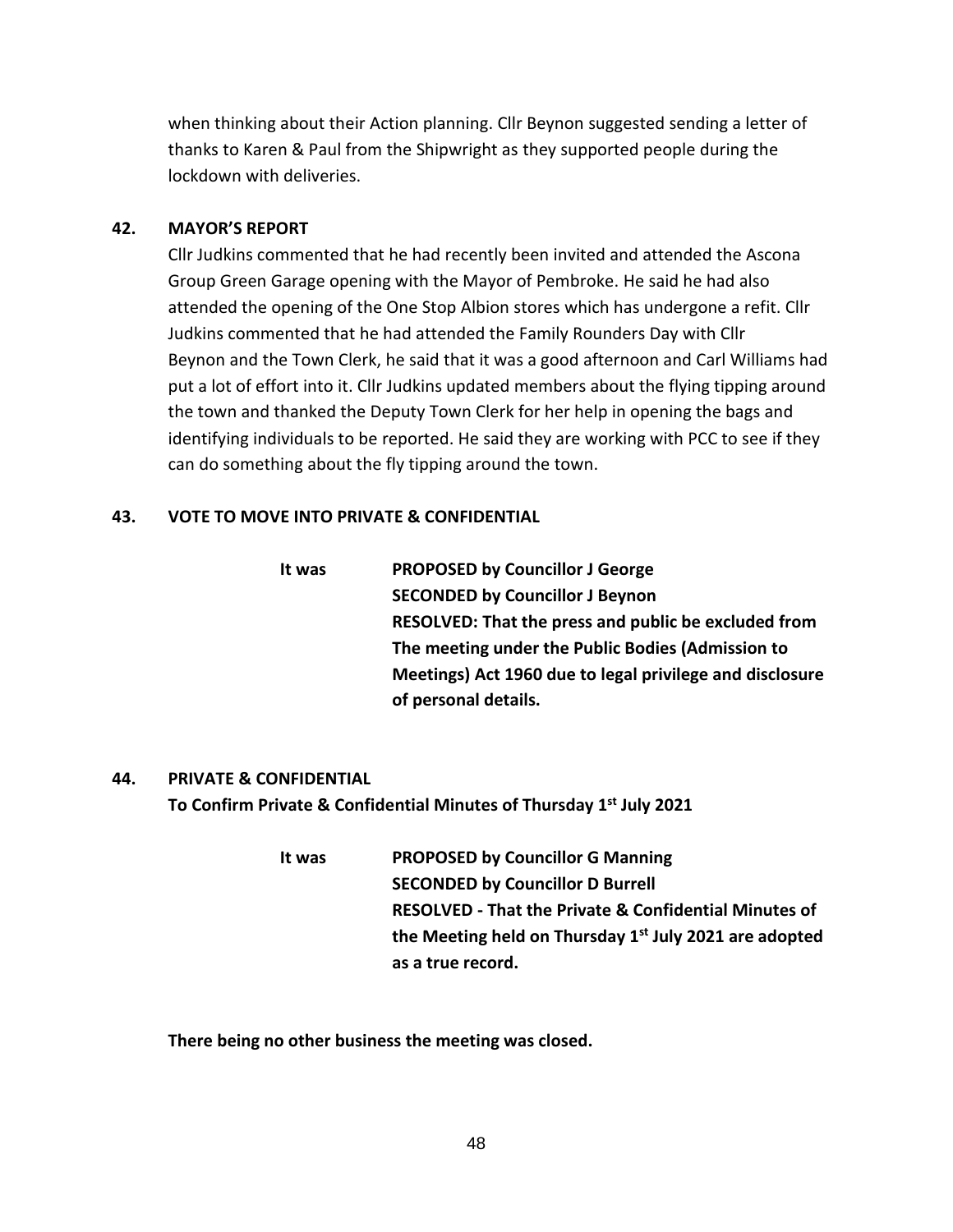when thinking about their Action planning. Cllr Beynon suggested sending a letter of thanks to Karen & Paul from the Shipwright as they supported people during the lockdown with deliveries.

## 42. MAYOR'S REPORT

Cllr Judkins commented that he had recently been invited and attended the Ascona Group Green Garage opening with the Mayor of Pembroke. He said he had also attended the opening of the One Stop Albion stores which has undergone a refit. Cllr Judkins commented that he had attended the Family Rounders Day with Cllr Beynon and the Town Clerk, he said that it was a good afternoon and Carl Williams had put a lot of effort into it. Cllr Judkins updated members about the flying tipping around the town and thanked the Deputy Town Clerk for her help in opening the bags and identifying individuals to be reported. He said they are working with PCC to see if they can do something about the fly tipping around the town.

## 43. VOTE TO MOVE INTO PRIVATE & CONFIDENTIAL

**It was** **PROPOSED by Councillor J George**
**SECONDED by Councillor J Beynon**
**RESOLVED: That the press and public be excluded from The meeting under the Public Bodies (Admission to Meetings) Act 1960 due to legal privilege and disclosure of personal details.**

## 44. PRIVATE & CONFIDENTIAL

**To Confirm Private & Confidential Minutes of Thursday 1st July 2021**

**It was** **PROPOSED by Councillor G Manning**
**SECONDED by Councillor D Burrell**
**RESOLVED - That the Private & Confidential Minutes of the Meeting held on Thursday 1st July 2021 are adopted as a true record.**

**There being no other business the meeting was closed.**